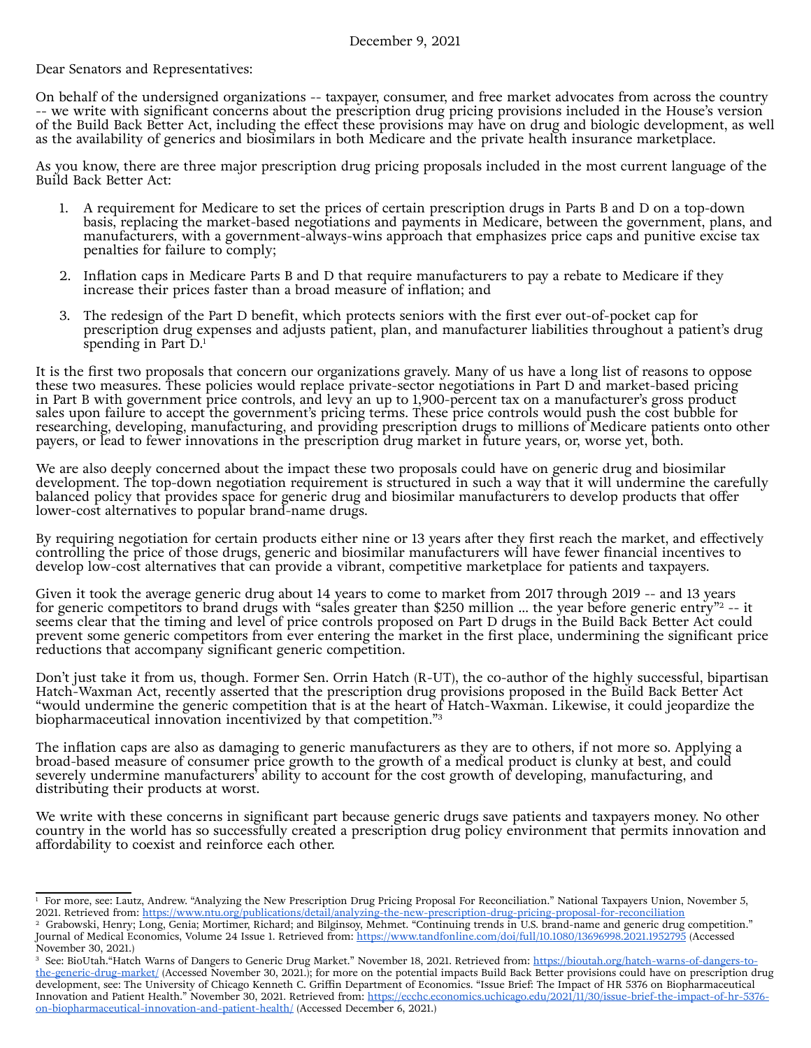December 9, 2021

Dear Senators and Representatives:

On behalf of the undersigned organizations -- taxpayer, consumer, and free market advocates from across the country -- we write with significant concerns about the prescription drug pricing provisions included in the House's version of the Build Back Better Act, including the effect these provisions may have on drug and biologic development, as well as the availability of generics and biosimilars in both Medicare and the private health insurance marketplace.

As you know, there are three major prescription drug pricing proposals included in the most current language of the Build Back Better Act:

1. A requirement for Medicare to set the prices of certain prescription drugs in Parts B and D on a top-down basis, replacing the market-based negotiations and payments in Medicare, between the government, plans, and manufacturers, with a government-always-wins approach that emphasizes price caps and punitive excise tax penalties for failure to comply;

2. Inflation caps in Medicare Parts B and D that require manufacturers to pay a rebate to Medicare if they increase their prices faster than a broad measure of inflation; and

3. The redesign of the Part D benefit, which protects seniors with the first ever out-of-pocket cap for prescription drug expenses and adjusts patient, plan, and manufacturer liabilities throughout a patient's drug spending in Part D.[1]

It is the first two proposals that concern our organizations gravely. Many of us have a long list of reasons to oppose these two measures. These policies would replace private-sector negotiations in Part D and market-based pricing in Part B with government price controls, and levy an up to 1,900-percent tax on a manufacturer's gross product sales upon failure to accept the government's pricing terms. These price controls would push the cost bubble for researching, developing, manufacturing, and providing prescription drugs to millions of Medicare patients onto other payers, or lead to fewer innovations in the prescription drug market in future years, or, worse yet, both.

We are also deeply concerned about the impact these two proposals could have on generic drug and biosimilar development. The top-down negotiation requirement is structured in such a way that it will undermine the carefully balanced policy that provides space for generic drug and biosimilar manufacturers to develop products that offer lower-cost alternatives to popular brand-name drugs.

By requiring negotiation for certain products either nine or 13 years after they first reach the market, and effectively controlling the price of those drugs, generic and biosimilar manufacturers will have fewer financial incentives to develop low-cost alternatives that can provide a vibrant, competitive marketplace for patients and taxpayers.

Given it took the average generic drug about 14 years to come to market from 2017 through 2019 -- and 13 years for generic competitors to brand drugs with "sales greater than $250 million ... the year before generic entry"[2] -- it seems clear that the timing and level of price controls proposed on Part D drugs in the Build Back Better Act could prevent some generic competitors from ever entering the market in the first place, undermining the significant price reductions that accompany significant generic competition.

Don't just take it from us, though. Former Sen. Orrin Hatch (R-UT), the co-author of the highly successful, bipartisan Hatch-Waxman Act, recently asserted that the prescription drug provisions proposed in the Build Back Better Act "would undermine the generic competition that is at the heart of Hatch-Waxman. Likewise, it could jeopardize the biopharmaceutical innovation incentivized by that competition."[3]

The inflation caps are also as damaging to generic manufacturers as they are to others, if not more so. Applying a broad-based measure of consumer price growth to the growth of a medical product is clunky at best, and could severely undermine manufacturers' ability to account for the cost growth of developing, manufacturing, and distributing their products at worst.

We write with these concerns in significant part because generic drugs save patients and taxpayers money. No other country in the world has so successfully created a prescription drug policy environment that permits innovation and affordability to coexist and reinforce each other.

---

[1] For more, see: Lautz, Andrew. "Analyzing the New Prescription Drug Pricing Proposal For Reconciliation." National Taxpayers Union, November 5, 2021. Retrieved from: https://www.ntu.org/publications/detail/analyzing-the-new-prescription-drug-pricing-proposal-for-reconciliation

[2] Grabowski, Henry; Long, Genia; Mortimer, Richard; and Bilginsoy, Mehmet. "Continuing trends in U.S. brand-name and generic drug competition." Journal of Medical Economics, Volume 24 Issue 1. Retrieved from: https://www.tandfonline.com/doi/full/10.1080/13696998.2021.1952795 (Accessed November 30, 2021.)

[3] See: BioUtah."Hatch Warns of Dangers to Generic Drug Market." November 18, 2021. Retrieved from: https://bioutah.org/hatch-warns-of-dangers-to-the-generic-drug-market/ (Accessed November 30, 2021.); for more on the potential impacts Build Back Better provisions could have on prescription drug development, see: The University of Chicago Kenneth C. Griffin Department of Economics. "Issue Brief: The Impact of HR 5376 on Biopharmaceutical Innovation and Patient Health." November 30, 2021. Retrieved from: https://ecchc.economics.uchicago.edu/2021/11/30/issue-brief-the-impact-of-hr-5376-on-biopharmaceutical-innovation-and-patient-health/ (Accessed December 6, 2021.)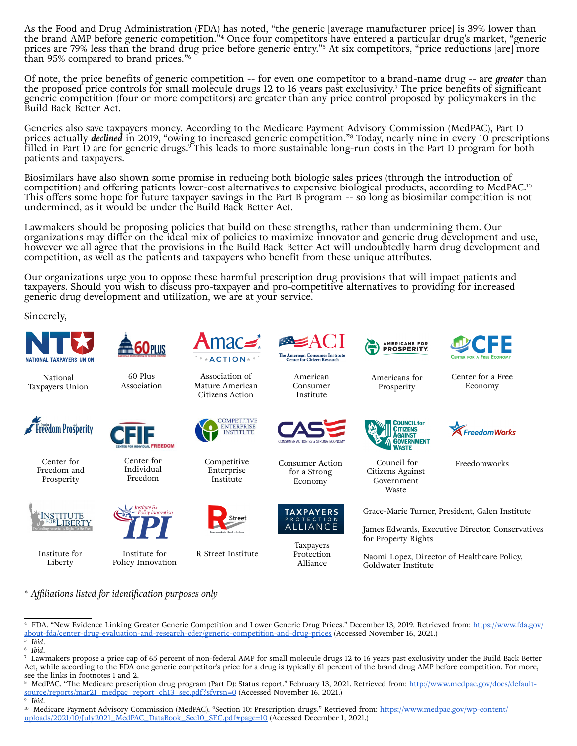As the Food and Drug Administration (FDA) has noted, "the generic [average manufacturer price] is 39% lower than the brand AMP before generic competition."[4] Once four competitors have entered a particular drug's market, "generic prices are 79% less than the brand drug price before generic entry."[5] At six competitors, "price reductions [are] more than 95% compared to brand prices."[6]

Of note, the price benefits of generic competition -- for even one competitor to a brand-name drug -- are ***greater*** than the proposed price controls for small molecule drugs 12 to 16 years past exclusivity.[7] The price benefits of significant generic competition (four or more competitors) are greater than any price control proposed by policymakers in the Build Back Better Act.

Generics also save taxpayers money. According to the Medicare Payment Advisory Commission (MedPAC), Part D prices actually ***declined*** in 2019, "owing to increased generic competition."[8] Today, nearly nine in every 10 prescriptions filled in Part D are for generic drugs.[9] This leads to more sustainable long-run costs in the Part D program for both patients and taxpayers.

Biosimilars have also shown some promise in reducing both biologic sales prices (through the introduction of competition) and offering patients lower-cost alternatives to expensive biological products, according to MedPAC.[10] This offers some hope for future taxpayer savings in the Part B program -- so long as biosimilar competition is not undermined, as it would be under the Build Back Better Act.

Lawmakers should be proposing policies that build on these strengths, rather than undermining them. Our organizations may differ on the ideal mix of policies to maximize innovator and generic drug development and use, however we all agree that the provisions in the Build Back Better Act will undoubtedly harm drug development and competition, as well as the patients and taxpayers who benefit from these unique attributes.

Our organizations urge you to oppose these harmful prescription drug provisions that will impact patients and taxpayers. Should you wish to discuss pro-taxpayer and pro-competitive alternatives to providing for increased generic drug development and utilization, we are at your service.

Sincerely,

National Taxpayers Union

60 Plus Association

Association of Mature American Citizens Action

American Consumer Institute

Americans for Prosperity

Center for a Free Economy

Center for Freedom and Prosperity

Center for Individual Freedom

Competitive Enterprise Institute

Consumer Action for a Strong Economy

Council for Citizens Against Government Waste

Freedomworks

Institute for Liberty

Institute for Policy Innovation

R Street Institute

Taxpayers Protection Alliance

Grace-Marie Turner, President, Galen Institute

James Edwards, Executive Director, Conservatives for Property Rights

Naomi Lopez, Director of Healthcare Policy, Goldwater Institute

\* *Affiliations listed for identification purposes only*

---

[4] FDA. "New Evidence Linking Greater Generic Competition and Lower Generic Drug Prices." December 13, 2019. Retrieved from: https://www.fda.gov/about-fda/center-drug-evaluation-and-research-cder/generic-competition-and-drug-prices (Accessed November 16, 2021.)

[5] *Ibid.*

[6] *Ibid.*

[7] Lawmakers propose a price cap of 65 percent of non-federal AMP for small molecule drugs 12 to 16 years past exclusivity under the Build Back Better Act, while according to the FDA one generic competitor's price for a drug is typically 61 percent of the brand drug AMP before competition. For more, see the links in footnotes 1 and 2.

[8] MedPAC. "The Medicare prescription drug program (Part D): Status report." February 13, 2021. Retrieved from: http://www.medpac.gov/docs/default-source/reports/mar21_medpac_report_ch13_sec.pdf?sfvrsn=0 (Accessed November 16, 2021.)

[9] *Ibid.*

[10] Medicare Payment Advisory Commission (MedPAC). "Section 10: Prescription drugs." Retrieved from: https://www.medpac.gov/wp-content/uploads/2021/10/July2021_MedPAC_DataBook_Sec10_SEC.pdf#page=10 (Accessed December 1, 2021.)